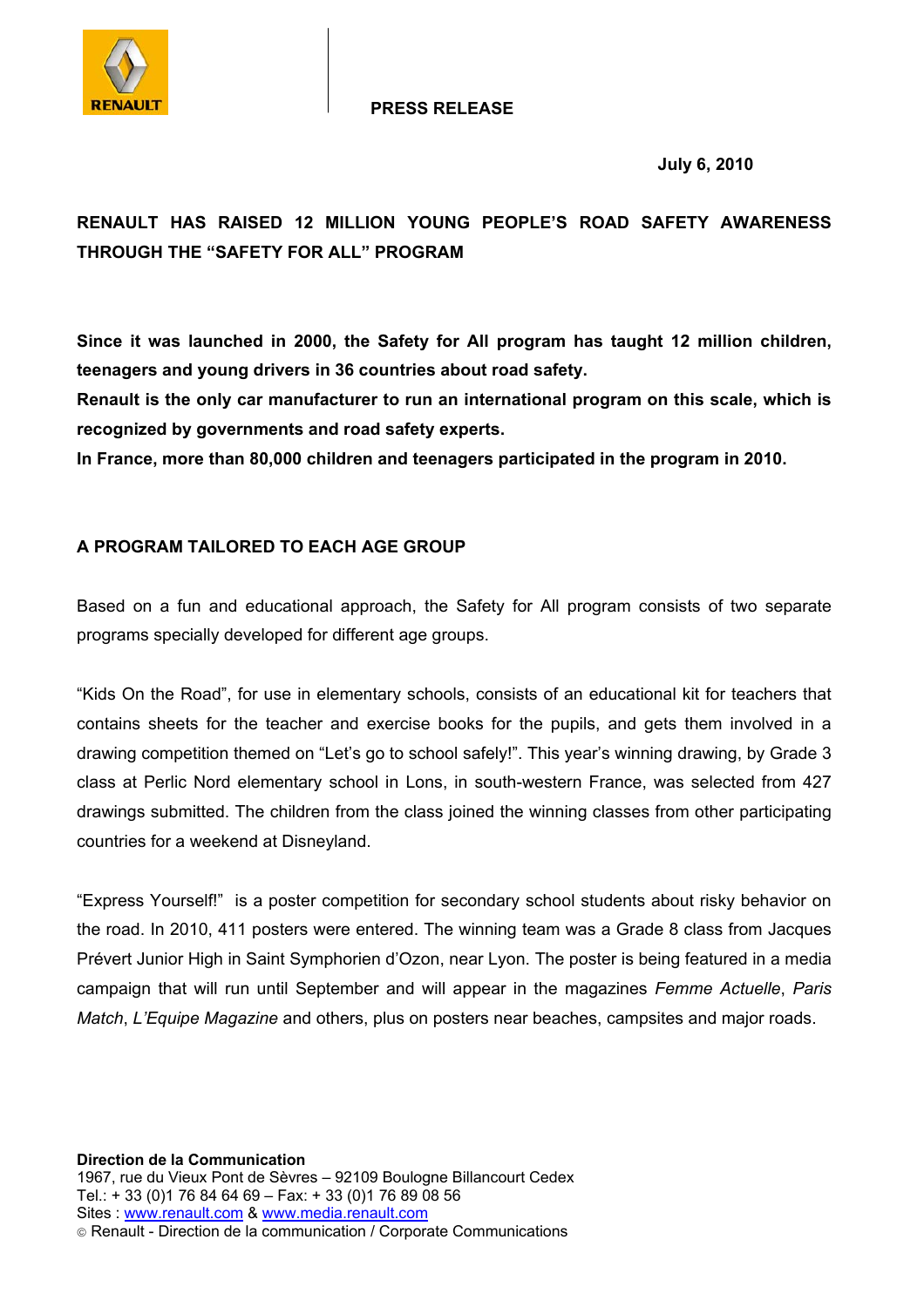**PRESS RELEASE**

**July 6, 2010**

# RENAULT HAS RAISED 12 MILLION YOUNG PEOPLE'S ROAD SAFETY AWARENESS THROUGH THE "SAFETY FOR ALL" PROGRAM

**Since it was launched in 2000, the Safety for All program has taught 12 million children, teenagers and young drivers in 36 countries about road safety.**

**Renault is the only car manufacturer to run an international program on this scale, which is recognized by governments and road safety experts.**

**In France, more than 80,000 children and teenagers participated in the program in 2010.**

## A PROGRAM TAILORED TO EACH AGE GROUP

Based on a fun and educational approach, the Safety for All program consists of two separate programs specially developed for different age groups.

"Kids On the Road", for use in elementary schools, consists of an educational kit for teachers that contains sheets for the teacher and exercise books for the pupils, and gets them involved in a drawing competition themed on "Let's go to school safely!". This year's winning drawing, by Grade 3 class at Perlic Nord elementary school in Lons, in south-western France, was selected from 427 drawings submitted. The children from the class joined the winning classes from other participating countries for a weekend at Disneyland.

"Express Yourself!"  is a poster competition for secondary school students about risky behavior on the road. In 2010, 411 posters were entered. The winning team was a Grade 8 class from Jacques Prévert Junior High in Saint Symphorien d'Ozon, near Lyon. The poster is being featured in a media campaign that will run until September and will appear in the magazines *Femme Actuelle*, *Paris Match*, *L'Equipe Magazine* and others, plus on posters near beaches, campsites and major roads.

**Direction de la Communication**
1967, rue du Vieux Pont de Sèvres – 92109 Boulogne Billancourt Cedex
Tel.: + 33 (0)1 76 84 64 69 – Fax: + 33 (0)1 76 89 08 56
Sites : www.renault.com & www.media.renault.com
© Renault - Direction de la communication / Corporate Communications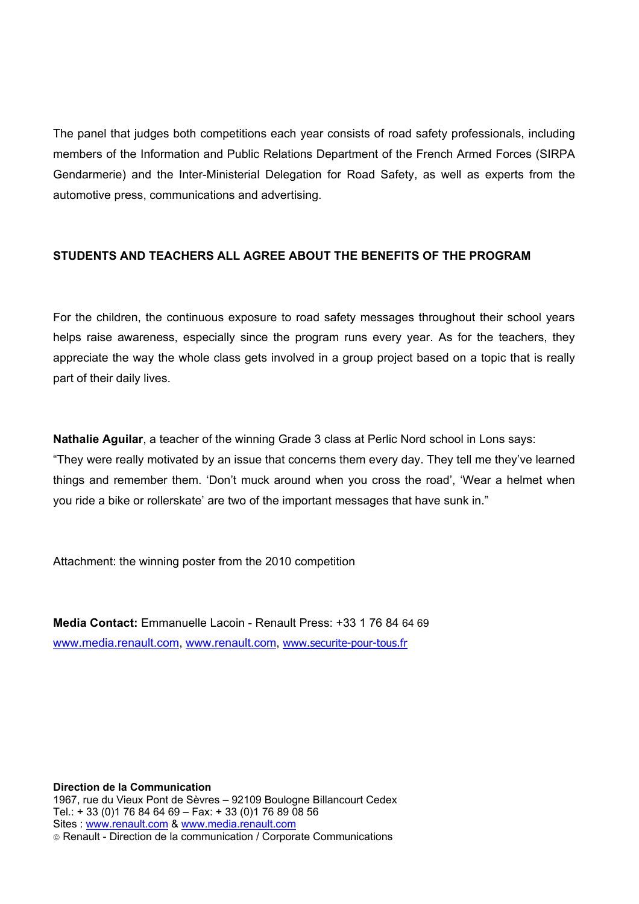The panel that judges both competitions each year consists of road safety professionals, including members of the Information and Public Relations Department of the French Armed Forces (SIRPA Gendarmerie) and the Inter-Ministerial Delegation for Road Safety, as well as experts from the automotive press, communications and advertising.

## STUDENTS AND TEACHERS ALL AGREE ABOUT THE BENEFITS OF THE PROGRAM

For the children, the continuous exposure to road safety messages throughout their school years helps raise awareness, especially since the program runs every year. As for the teachers, they appreciate the way the whole class gets involved in a group project based on a topic that is really part of their daily lives.

**Nathalie Aguilar**, a teacher of the winning Grade 3 class at Perlic Nord school in Lons says: "They were really motivated by an issue that concerns them every day. They tell me they've learned things and remember them. 'Don't muck around when you cross the road', 'Wear a helmet when you ride a bike or rollerskate' are two of the important messages that have sunk in."

Attachment: the winning poster from the 2010 competition

**Media Contact:** Emmanuelle Lacoin - Renault Press: +33 1 76 84 64 69
www.media.renault.com, www.renault.com, www.securite-pour-tous.fr

**Direction de la Communication**
1967, rue du Vieux Pont de Sèvres – 92109 Boulogne Billancourt Cedex
Tel.: + 33 (0)1 76 84 64 69 – Fax: + 33 (0)1 76 89 08 56
Sites : www.renault.com & www.media.renault.com
© Renault - Direction de la communication / Corporate Communications